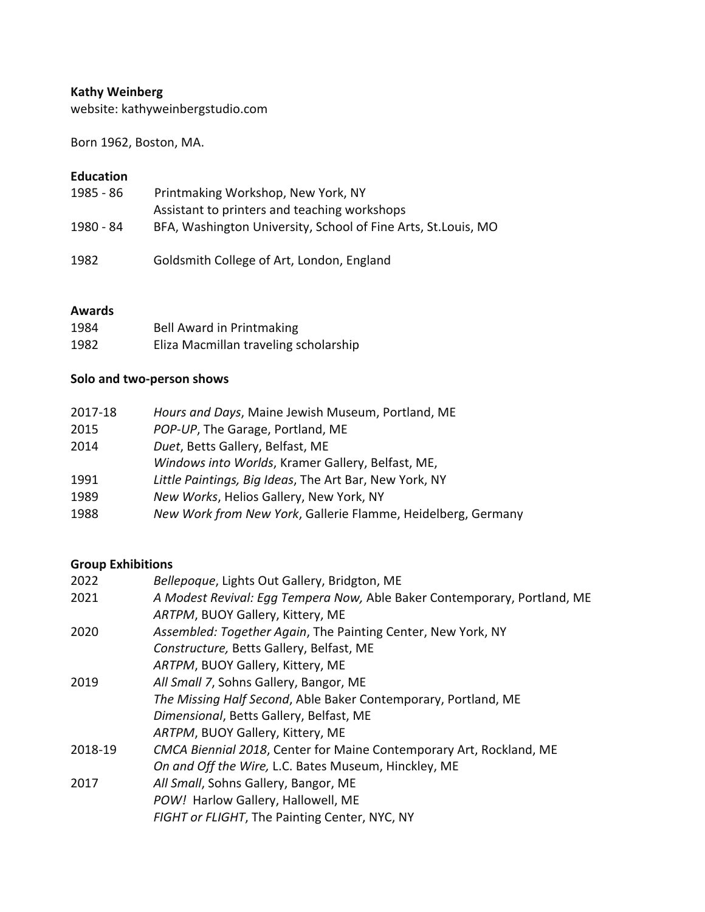**Kathy Weinberg**
website: kathyweinbergstudio.com

Born 1962, Boston, MA.

## Education

| | |
|---|---|
| 1985 - 86 | Printmaking Workshop, New York, NY<br>Assistant to printers and teaching workshops |
| 1980 - 84 | BFA, Washington University, School of Fine Arts, St.Louis, MO |
| 1982 | Goldsmith College of Art, London, England |

## Awards

| | |
|---|---|
| 1984 | Bell Award in Printmaking |
| 1982 | Eliza Macmillan traveling scholarship |

## Solo and two-person shows

| | |
|---|---|
| 2017-18 | *Hours and Days*, Maine Jewish Museum, Portland, ME |
| 2015 | *POP-UP*, The Garage, Portland, ME |
| 2014 | *Duet*, Betts Gallery, Belfast, ME<br>*Windows into Worlds*, Kramer Gallery, Belfast, ME, |
| 1991 | *Little Paintings, Big Ideas*, The Art Bar, New York, NY |
| 1989 | *New Works*, Helios Gallery, New York, NY |
| 1988 | *New Work from New York*, Gallerie Flamme, Heidelberg, Germany |

## Group Exhibitions

| | |
|---|---|
| 2022 | *Bellepoque*, Lights Out Gallery, Bridgton, ME |
| 2021 | *A Modest Revival: Egg Tempera Now,* Able Baker Contemporary, Portland, ME<br>*ARTPM*, BUOY Gallery, Kittery, ME |
| 2020 | *Assembled: Together Again*, The Painting Center, New York, NY<br>*Constructure,* Betts Gallery, Belfast, ME<br>*ARTPM*, BUOY Gallery, Kittery, ME |
| 2019 | *All Small 7*, Sohns Gallery, Bangor, ME<br>*The Missing Half Second*, Able Baker Contemporary, Portland, ME<br>*Dimensional*, Betts Gallery, Belfast, ME<br>*ARTPM*, BUOY Gallery, Kittery, ME |
| 2018-19 | *CMCA Biennial 2018*, Center for Maine Contemporary Art, Rockland, ME<br>*On and Off the Wire,* L.C. Bates Museum, Hinckley, ME |
| 2017 | *All Small*, Sohns Gallery, Bangor, ME<br>*POW!* Harlow Gallery, Hallowell, ME<br>*FIGHT or FLIGHT*, The Painting Center, NYC, NY |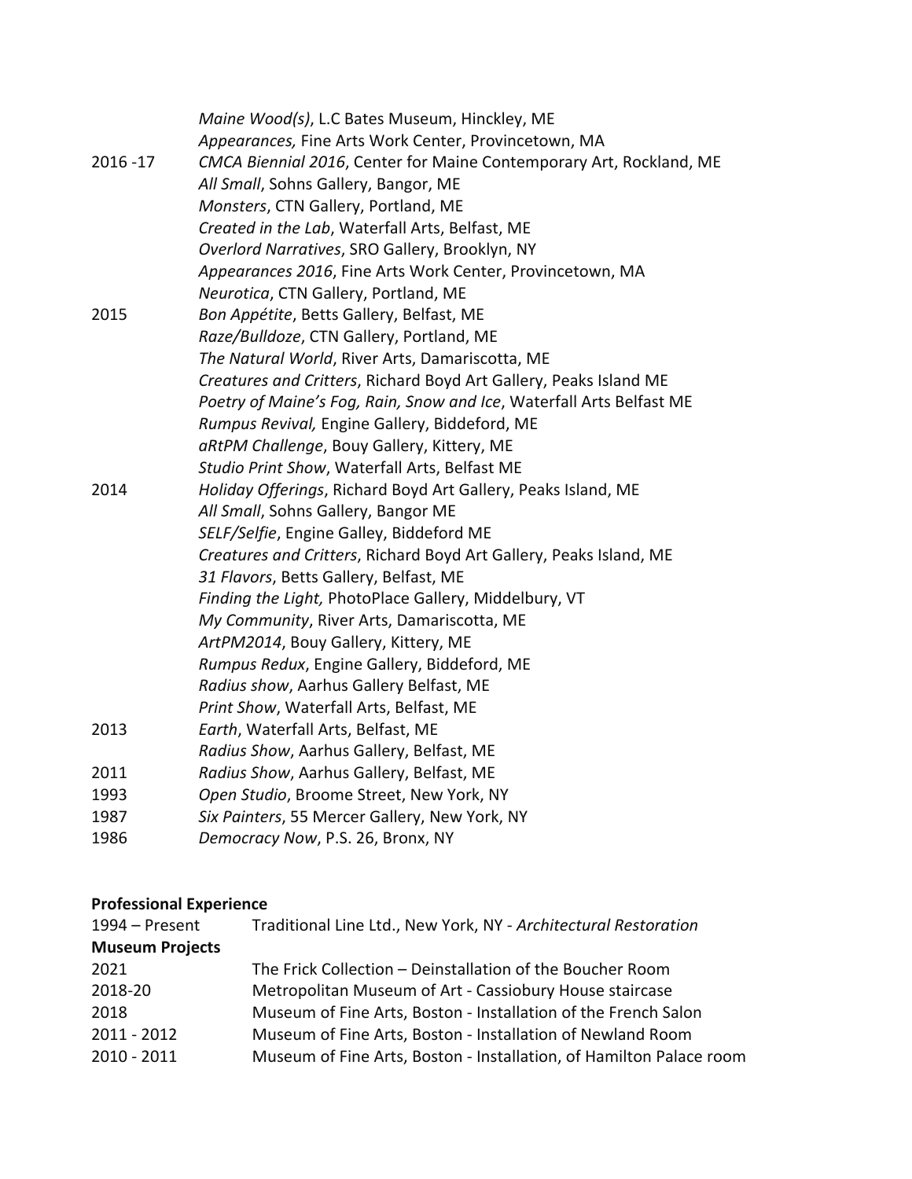| | |
|---|---|
| | *Maine Wood(s)*, L.C Bates Museum, Hinckley, ME |
| | *Appearances,* Fine Arts Work Center, Provincetown, MA |
| 2016 -17 | *CMCA Biennial 2016*, Center for Maine Contemporary Art, Rockland, ME |
| | *All Small*, Sohns Gallery, Bangor, ME |
| | *Monsters*, CTN Gallery, Portland, ME |
| | *Created in the Lab*, Waterfall Arts, Belfast, ME |
| | *Overlord Narratives*, SRO Gallery, Brooklyn, NY |
| | *Appearances 2016*, Fine Arts Work Center, Provincetown, MA |
| | *Neurotica*, CTN Gallery, Portland, ME |
| 2015 | *Bon Appétite*, Betts Gallery, Belfast, ME |
| | *Raze/Bulldoze*, CTN Gallery, Portland, ME |
| | *The Natural World*, River Arts, Damariscotta, ME |
| | *Creatures and Critters*, Richard Boyd Art Gallery, Peaks Island ME |
| | *Poetry of Maine's Fog, Rain, Snow and Ice*, Waterfall Arts Belfast ME |
| | *Rumpus Revival,* Engine Gallery, Biddeford, ME |
| | *aRtPM Challenge*, Bouy Gallery, Kittery, ME |
| | *Studio Print Show*, Waterfall Arts, Belfast ME |
| 2014 | *Holiday Offerings*, Richard Boyd Art Gallery, Peaks Island, ME |
| | *All Small*, Sohns Gallery, Bangor ME |
| | *SELF/Selfie*, Engine Galley, Biddeford ME |
| | *Creatures and Critters*, Richard Boyd Art Gallery, Peaks Island, ME |
| | *31 Flavors*, Betts Gallery, Belfast, ME |
| | *Finding the Light,* PhotoPlace Gallery, Middelbury, VT |
| | *My Community*, River Arts, Damariscotta, ME |
| | *ArtPM2014*, Bouy Gallery, Kittery, ME |
| | *Rumpus Redux*, Engine Gallery, Biddeford, ME |
| | *Radius show*, Aarhus Gallery Belfast, ME |
| | *Print Show*, Waterfall Arts, Belfast, ME |
| 2013 | *Earth*, Waterfall Arts, Belfast, ME |
| | *Radius Show*, Aarhus Gallery, Belfast, ME |
| 2011 | *Radius Show*, Aarhus Gallery, Belfast, ME |
| 1993 | *Open Studio*, Broome Street, New York, NY |
| 1987 | *Six Painters*, 55 Mercer Gallery, New York, NY |
| 1986 | *Democracy Now*, P.S. 26, Bronx, NY |

**Professional Experience**

| | |
|---|---|
| 1994 – Present | Traditional Line Ltd., New York, NY - *Architectural Restoration* |
| **Museum Projects** | |
| 2021 | The Frick Collection – Deinstallation of the Boucher Room |
| 2018-20 | Metropolitan Museum of Art - Cassiobury House staircase |
| 2018 | Museum of Fine Arts, Boston - Installation of the French Salon |
| 2011 - 2012 | Museum of Fine Arts, Boston - Installation of Newland Room |
| 2010 - 2011 | Museum of Fine Arts, Boston - Installation, of Hamilton Palace room |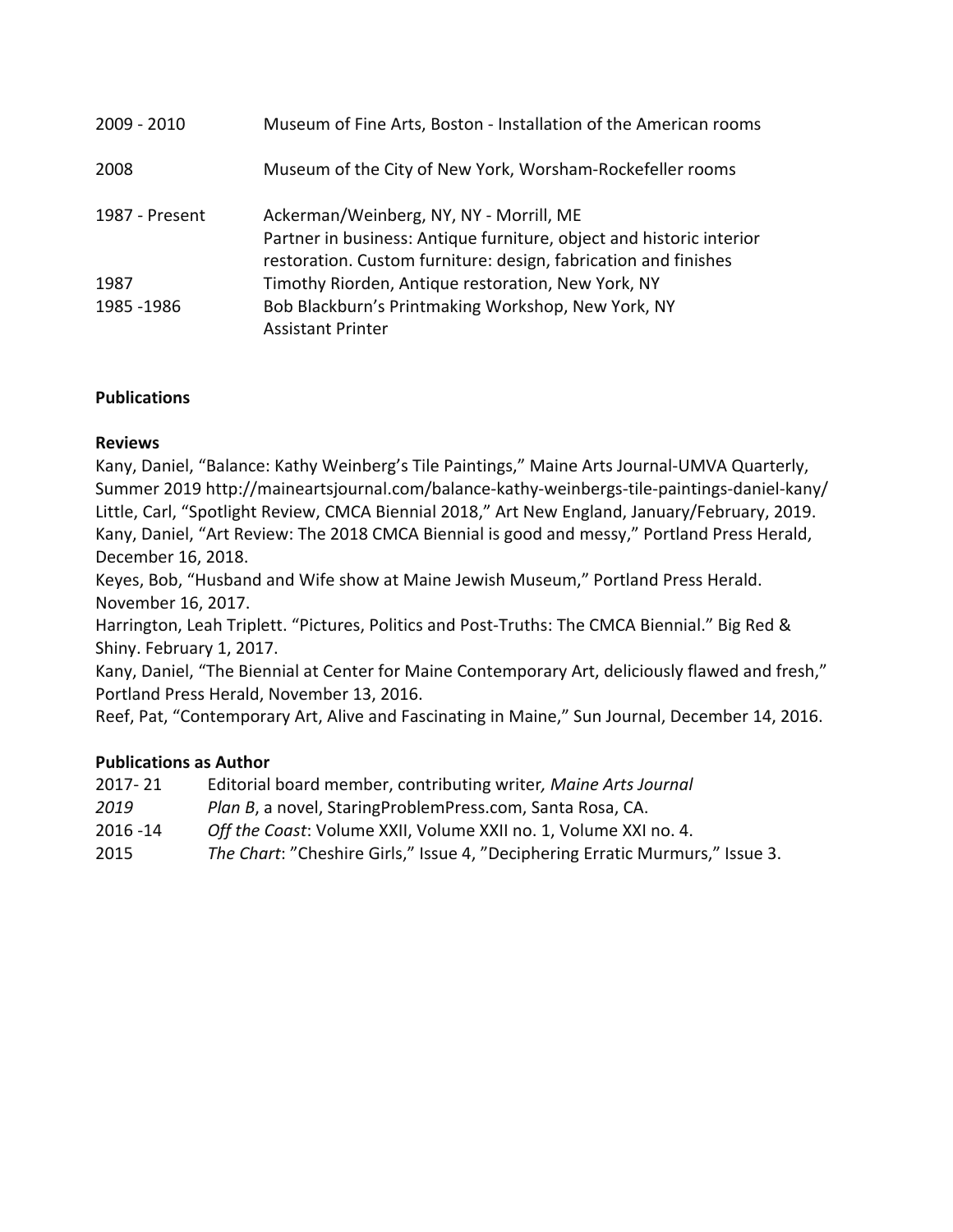| | |
|---|---|
| 2009 - 2010 | Museum of Fine Arts, Boston - Installation of the American rooms |
| 2008 | Museum of the City of New York, Worsham-Rockefeller rooms |
| 1987 - Present | Ackerman/Weinberg, NY, NY - Morrill, ME<br>Partner in business: Antique furniture, object and historic interior restoration. Custom furniture: design, fabrication and finishes |
| 1987 | Timothy Riorden, Antique restoration, New York, NY |
| 1985 -1986 | Bob Blackburn's Printmaking Workshop, New York, NY<br>Assistant Printer |

**Publications**

**Reviews**

Kany, Daniel, "Balance: Kathy Weinberg's Tile Paintings," Maine Arts Journal-UMVA Quarterly, Summer 2019 http://maineartsjournal.com/balance-kathy-weinbergs-tile-paintings-daniel-kany/

Little, Carl, "Spotlight Review, CMCA Biennial 2018," Art New England, January/February, 2019.

Kany, Daniel, "Art Review: The 2018 CMCA Biennial is good and messy," Portland Press Herald, December 16, 2018.

Keyes, Bob, "Husband and Wife show at Maine Jewish Museum," Portland Press Herald. November 16, 2017.

Harrington, Leah Triplett. "Pictures, Politics and Post-Truths: The CMCA Biennial." Big Red & Shiny. February 1, 2017.

Kany, Daniel, "The Biennial at Center for Maine Contemporary Art, deliciously flawed and fresh," Portland Press Herald, November 13, 2016.

Reef, Pat, "Contemporary Art, Alive and Fascinating in Maine," Sun Journal, December 14, 2016.

**Publications as Author**

| | |
|---|---|
| 2017- 21 | Editorial board member, contributing writer*, Maine Arts Journal* |
| *2019* | *Plan B*, a novel, StaringProblemPress.com, Santa Rosa, CA. |
| 2016 -14 | *Off the Coast*: Volume XXII, Volume XXII no. 1, Volume XXI no. 4. |
| 2015 | *The Chart*: "Cheshire Girls," Issue 4, "Deciphering Erratic Murmurs," Issue 3. |